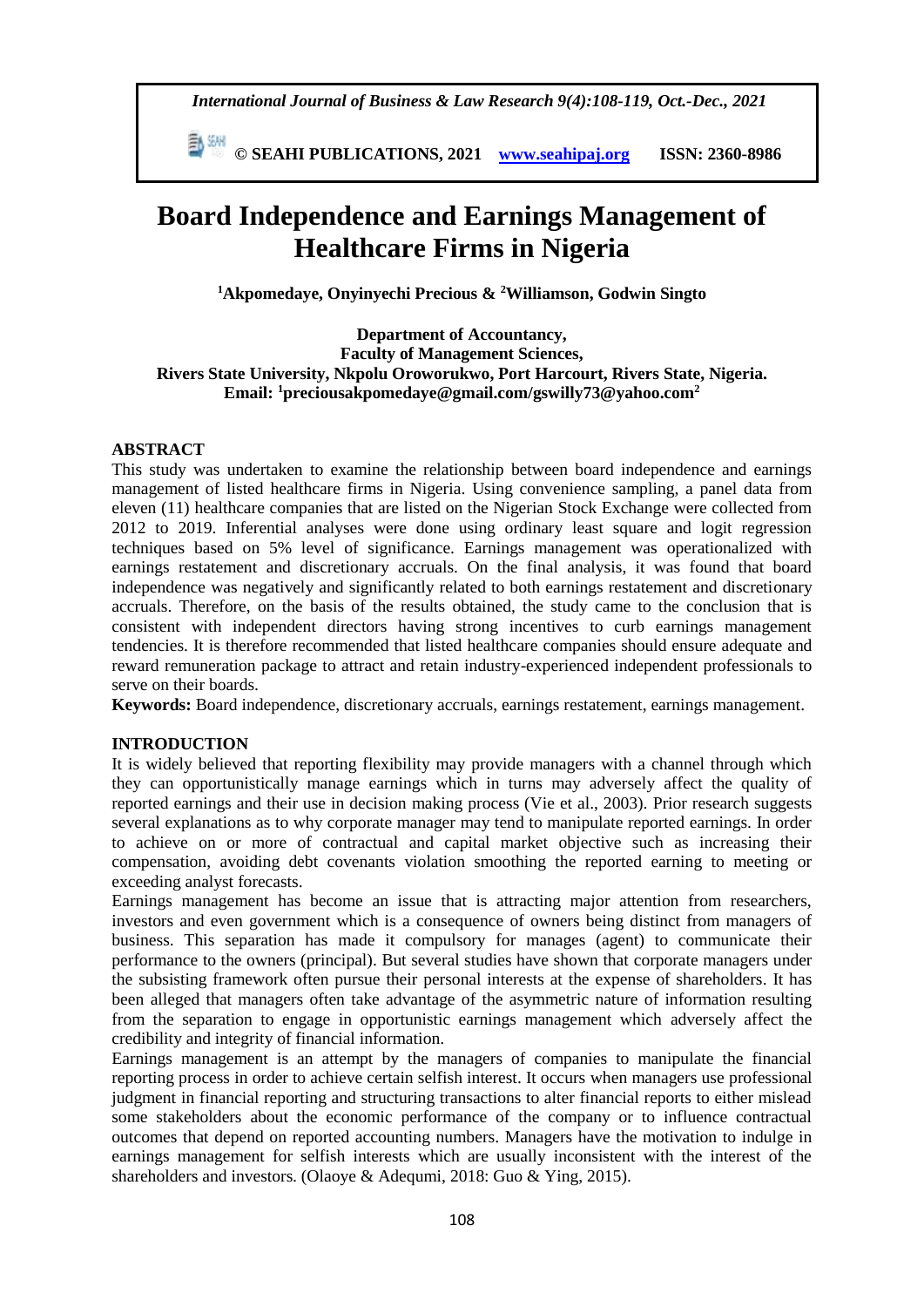# Board Independence and Earnings Management of Healthcare Firms in Nigeria

**[1]Akpomedaye, Onyinyechi Precious & [2]Williamson, Godwin Singto**

**Department of Accountancy,**
**Faculty of Management Sciences,**
**Rivers State University, Nkpolu Oroworukwo, Port Harcourt, Rivers State, Nigeria.**
**Email: [1]preciousakpomedaye@gmail.com/gswilly73@yahoo.com[2]**

## ABSTRACT

This study was undertaken to examine the relationship between board independence and earnings management of listed healthcare firms in Nigeria. Using convenience sampling, a panel data from eleven (11) healthcare companies that are listed on the Nigerian Stock Exchange were collected from 2012 to 2019. Inferential analyses were done using ordinary least square and logit regression techniques based on 5% level of significance. Earnings management was operationalized with earnings restatement and discretionary accruals. On the final analysis, it was found that board independence was negatively and significantly related to both earnings restatement and discretionary accruals. Therefore, on the basis of the results obtained, the study came to the conclusion that is consistent with independent directors having strong incentives to curb earnings management tendencies. It is therefore recommended that listed healthcare companies should ensure adequate and reward remuneration package to attract and retain industry-experienced independent professionals to serve on their boards.

**Keywords:** Board independence, discretionary accruals, earnings restatement, earnings management.

## INTRODUCTION

It is widely believed that reporting flexibility may provide managers with a channel through which they can opportunistically manage earnings which in turns may adversely affect the quality of reported earnings and their use in decision making process (Vie et al., 2003). Prior research suggests several explanations as to why corporate manager may tend to manipulate reported earnings. In order to achieve on or more of contractual and capital market objective such as increasing their compensation, avoiding debt covenants violation smoothing the reported earning to meeting or exceeding analyst forecasts.

Earnings management has become an issue that is attracting major attention from researchers, investors and even government which is a consequence of owners being distinct from managers of business. This separation has made it compulsory for manages (agent) to communicate their performance to the owners (principal). But several studies have shown that corporate managers under the subsisting framework often pursue their personal interests at the expense of shareholders. It has been alleged that managers often take advantage of the asymmetric nature of information resulting from the separation to engage in opportunistic earnings management which adversely affect the credibility and integrity of financial information.

Earnings management is an attempt by the managers of companies to manipulate the financial reporting process in order to achieve certain selfish interest. It occurs when managers use professional judgment in financial reporting and structuring transactions to alter financial reports to either mislead some stakeholders about the economic performance of the company or to influence contractual outcomes that depend on reported accounting numbers. Managers have the motivation to indulge in earnings management for selfish interests which are usually inconsistent with the interest of the shareholders and investors. (Olaoye & Adequmi, 2018: Guo & Ying, 2015).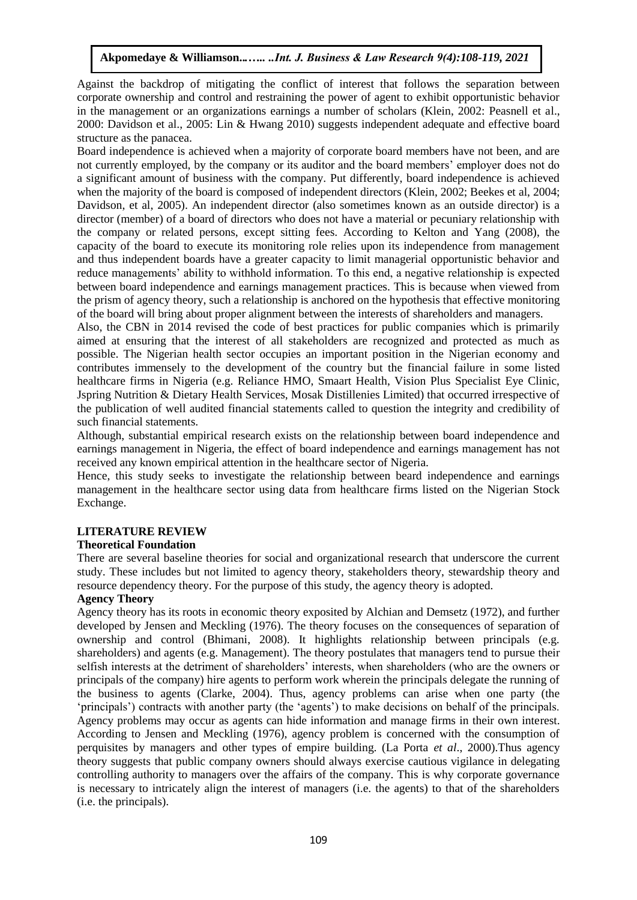Against the backdrop of mitigating the conflict of interest that follows the separation between corporate ownership and control and restraining the power of agent to exhibit opportunistic behavior in the management or an organizations earnings a number of scholars (Klein, 2002: Peasnell et al., 2000: Davidson et al., 2005: Lin & Hwang 2010) suggests independent adequate and effective board structure as the panacea.

Board independence is achieved when a majority of corporate board members have not been, and are not currently employed, by the company or its auditor and the board members' employer does not do a significant amount of business with the company. Put differently, board independence is achieved when the majority of the board is composed of independent directors (Klein, 2002; Beekes et al, 2004; Davidson, et al, 2005). An independent director (also sometimes known as an outside director) is a director (member) of a board of directors who does not have a material or pecuniary relationship with the company or related persons, except sitting fees. According to Kelton and Yang (2008), the capacity of the board to execute its monitoring role relies upon its independence from management and thus independent boards have a greater capacity to limit managerial opportunistic behavior and reduce managements' ability to withhold information. To this end, a negative relationship is expected between board independence and earnings management practices. This is because when viewed from the prism of agency theory, such a relationship is anchored on the hypothesis that effective monitoring of the board will bring about proper alignment between the interests of shareholders and managers.

Also, the CBN in 2014 revised the code of best practices for public companies which is primarily aimed at ensuring that the interest of all stakeholders are recognized and protected as much as possible. The Nigerian health sector occupies an important position in the Nigerian economy and contributes immensely to the development of the country but the financial failure in some listed healthcare firms in Nigeria (e.g. Reliance HMO, Smaart Health, Vision Plus Specialist Eye Clinic, Jspring Nutrition & Dietary Health Services, Mosak Distillenies Limited) that occurred irrespective of the publication of well audited financial statements called to question the integrity and credibility of such financial statements.

Although, substantial empirical research exists on the relationship between board independence and earnings management in Nigeria, the effect of board independence and earnings management has not received any known empirical attention in the healthcare sector of Nigeria.

Hence, this study seeks to investigate the relationship between beard independence and earnings management in the healthcare sector using data from healthcare firms listed on the Nigerian Stock Exchange.

## LITERATURE REVIEW

### Theoretical Foundation

There are several baseline theories for social and organizational research that underscore the current study. These includes but not limited to agency theory, stakeholders theory, stewardship theory and resource dependency theory. For the purpose of this study, the agency theory is adopted.

### Agency Theory

Agency theory has its roots in economic theory exposited by Alchian and Demsetz (1972), and further developed by Jensen and Meckling (1976). The theory focuses on the consequences of separation of ownership and control (Bhimani, 2008). It highlights relationship between principals (e.g. shareholders) and agents (e.g. Management). The theory postulates that managers tend to pursue their selfish interests at the detriment of shareholders' interests, when shareholders (who are the owners or principals of the company) hire agents to perform work wherein the principals delegate the running of the business to agents (Clarke, 2004). Thus, agency problems can arise when one party (the 'principals') contracts with another party (the 'agents') to make decisions on behalf of the principals. Agency problems may occur as agents can hide information and manage firms in their own interest. According to Jensen and Meckling (1976), agency problem is concerned with the consumption of perquisites by managers and other types of empire building. (La Porta *et al*., 2000).Thus agency theory suggests that public company owners should always exercise cautious vigilance in delegating controlling authority to managers over the affairs of the company. This is why corporate governance is necessary to intricately align the interest of managers (i.e. the agents) to that of the shareholders (i.e. the principals).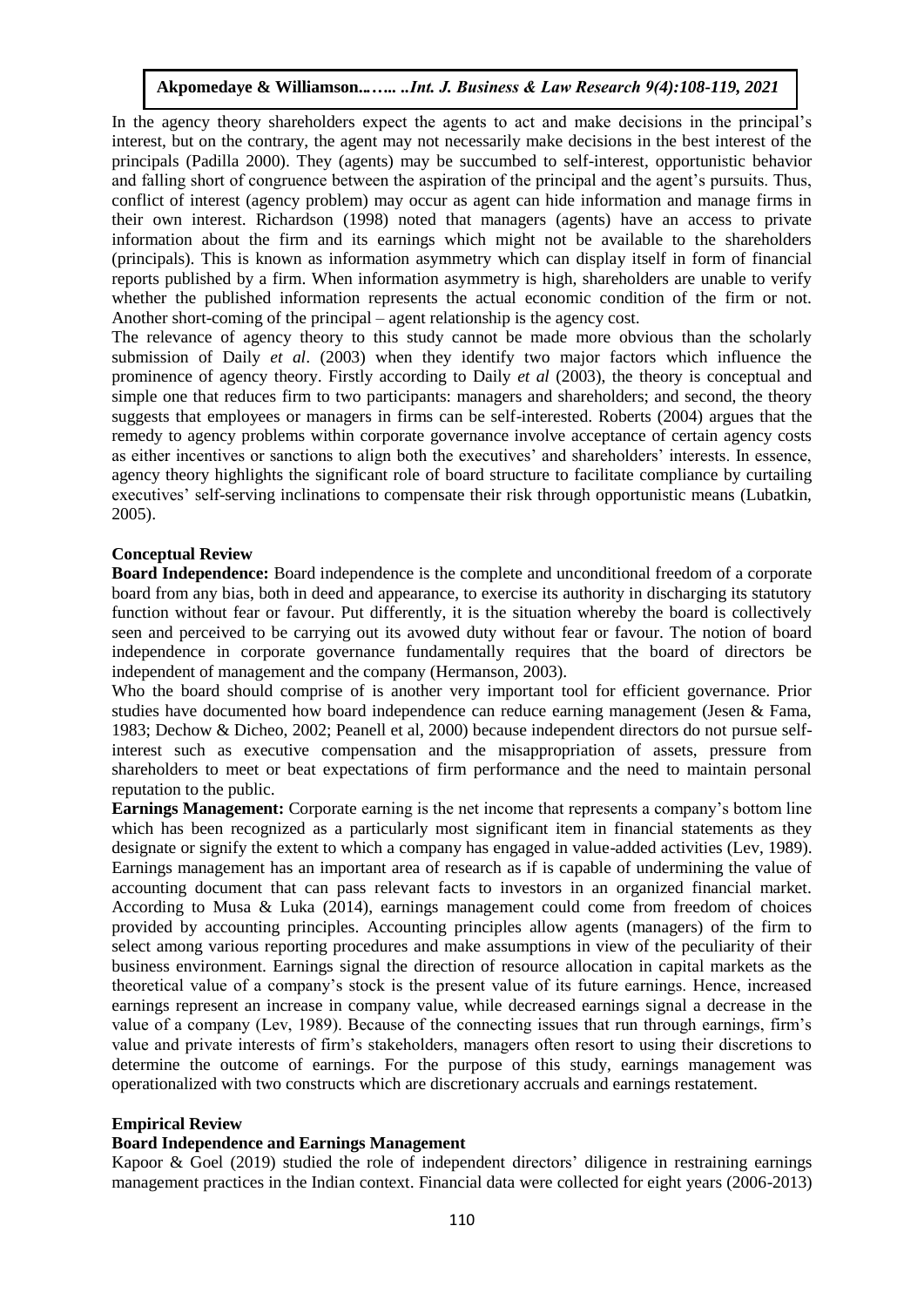In the agency theory shareholders expect the agents to act and make decisions in the principal's interest, but on the contrary, the agent may not necessarily make decisions in the best interest of the principals (Padilla 2000). They (agents) may be succumbed to self-interest, opportunistic behavior and falling short of congruence between the aspiration of the principal and the agent's pursuits. Thus, conflict of interest (agency problem) may occur as agent can hide information and manage firms in their own interest. Richardson (1998) noted that managers (agents) have an access to private information about the firm and its earnings which might not be available to the shareholders (principals). This is known as information asymmetry which can display itself in form of financial reports published by a firm. When information asymmetry is high, shareholders are unable to verify whether the published information represents the actual economic condition of the firm or not. Another short-coming of the principal – agent relationship is the agency cost.

The relevance of agency theory to this study cannot be made more obvious than the scholarly submission of Daily *et al*. (2003) when they identify two major factors which influence the prominence of agency theory. Firstly according to Daily *et al* (2003), the theory is conceptual and simple one that reduces firm to two participants: managers and shareholders; and second, the theory suggests that employees or managers in firms can be self-interested. Roberts (2004) argues that the remedy to agency problems within corporate governance involve acceptance of certain agency costs as either incentives or sanctions to align both the executives' and shareholders' interests. In essence, agency theory highlights the significant role of board structure to facilitate compliance by curtailing executives' self-serving inclinations to compensate their risk through opportunistic means (Lubatkin, 2005).

### Conceptual Review

**Board Independence:** Board independence is the complete and unconditional freedom of a corporate board from any bias, both in deed and appearance, to exercise its authority in discharging its statutory function without fear or favour. Put differently, it is the situation whereby the board is collectively seen and perceived to be carrying out its avowed duty without fear or favour. The notion of board independence in corporate governance fundamentally requires that the board of directors be independent of management and the company (Hermanson, 2003).

Who the board should comprise of is another very important tool for efficient governance. Prior studies have documented how board independence can reduce earning management (Jesen & Fama, 1983; Dechow & Dicheo, 2002; Peanell et al, 2000) because independent directors do not pursue self-interest such as executive compensation and the misappropriation of assets, pressure from shareholders to meet or beat expectations of firm performance and the need to maintain personal reputation to the public.

**Earnings Management:** Corporate earning is the net income that represents a company's bottom line which has been recognized as a particularly most significant item in financial statements as they designate or signify the extent to which a company has engaged in value-added activities (Lev, 1989). Earnings management has an important area of research as if is capable of undermining the value of accounting document that can pass relevant facts to investors in an organized financial market. According to Musa & Luka (2014), earnings management could come from freedom of choices provided by accounting principles. Accounting principles allow agents (managers) of the firm to select among various reporting procedures and make assumptions in view of the peculiarity of their business environment. Earnings signal the direction of resource allocation in capital markets as the theoretical value of a company's stock is the present value of its future earnings. Hence, increased earnings represent an increase in company value, while decreased earnings signal a decrease in the value of a company (Lev, 1989). Because of the connecting issues that run through earnings, firm's value and private interests of firm's stakeholders, managers often resort to using their discretions to determine the outcome of earnings. For the purpose of this study, earnings management was operationalized with two constructs which are discretionary accruals and earnings restatement.

### Empirical Review

#### Board Independence and Earnings Management

Kapoor & Goel (2019) studied the role of independent directors' diligence in restraining earnings management practices in the Indian context. Financial data were collected for eight years (2006-2013)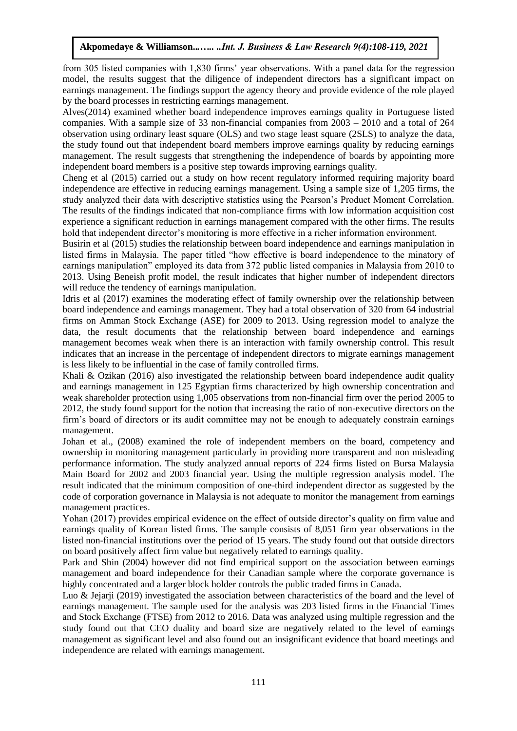from 305 listed companies with 1,830 firms' year observations. With a panel data for the regression model, the results suggest that the diligence of independent directors has a significant impact on earnings management. The findings support the agency theory and provide evidence of the role played by the board processes in restricting earnings management.

Alves(2014) examined whether board independence improves earnings quality in Portuguese listed companies. With a sample size of 33 non-financial companies from 2003 – 2010 and a total of 264 observation using ordinary least square (OLS) and two stage least square (2SLS) to analyze the data, the study found out that independent board members improve earnings quality by reducing earnings management. The result suggests that strengthening the independence of boards by appointing more independent board members is a positive step towards improving earnings quality.

Cheng et al (2015) carried out a study on how recent regulatory informed requiring majority board independence are effective in reducing earnings management. Using a sample size of 1,205 firms, the study analyzed their data with descriptive statistics using the Pearson's Product Moment Correlation. The results of the findings indicated that non-compliance firms with low information acquisition cost experience a significant reduction in earnings management compared with the other firms. The results hold that independent director's monitoring is more effective in a richer information environment.

Busirin et al (2015) studies the relationship between board independence and earnings manipulation in listed firms in Malaysia. The paper titled "how effective is board independence to the minatory of earnings manipulation" employed its data from 372 public listed companies in Malaysia from 2010 to 2013. Using Beneish profit model, the result indicates that higher number of independent directors will reduce the tendency of earnings manipulation.

Idris et al (2017) examines the moderating effect of family ownership over the relationship between board independence and earnings management. They had a total observation of 320 from 64 industrial firms on Amman Stock Exchange (ASE) for 2009 to 2013. Using regression model to analyze the data, the result documents that the relationship between board independence and earnings management becomes weak when there is an interaction with family ownership control. This result indicates that an increase in the percentage of independent directors to migrate earnings management is less likely to be influential in the case of family controlled firms.

Khali & Ozikan (2016) also investigated the relationship between board independence audit quality and earnings management in 125 Egyptian firms characterized by high ownership concentration and weak shareholder protection using 1,005 observations from non-financial firm over the period 2005 to 2012, the study found support for the notion that increasing the ratio of non-executive directors on the firm's board of directors or its audit committee may not be enough to adequately constrain earnings management.

Johan et al., (2008) examined the role of independent members on the board, competency and ownership in monitoring management particularly in providing more transparent and non misleading performance information. The study analyzed annual reports of 224 firms listed on Bursa Malaysia Main Board for 2002 and 2003 financial year. Using the multiple regression analysis model. The result indicated that the minimum composition of one-third independent director as suggested by the code of corporation governance in Malaysia is not adequate to monitor the management from earnings management practices.

Yohan (2017) provides empirical evidence on the effect of outside director's quality on firm value and earnings quality of Korean listed firms. The sample consists of 8,051 firm year observations in the listed non-financial institutions over the period of 15 years. The study found out that outside directors on board positively affect firm value but negatively related to earnings quality.

Park and Shin (2004) however did not find empirical support on the association between earnings management and board independence for their Canadian sample where the corporate governance is highly concentrated and a larger block holder controls the public traded firms in Canada.

Luo & Jejarji (2019) investigated the association between characteristics of the board and the level of earnings management. The sample used for the analysis was 203 listed firms in the Financial Times and Stock Exchange (FTSE) from 2012 to 2016. Data was analyzed using multiple regression and the study found out that CEO duality and board size are negatively related to the level of earnings management as significant level and also found out an insignificant evidence that board meetings and independence are related with earnings management.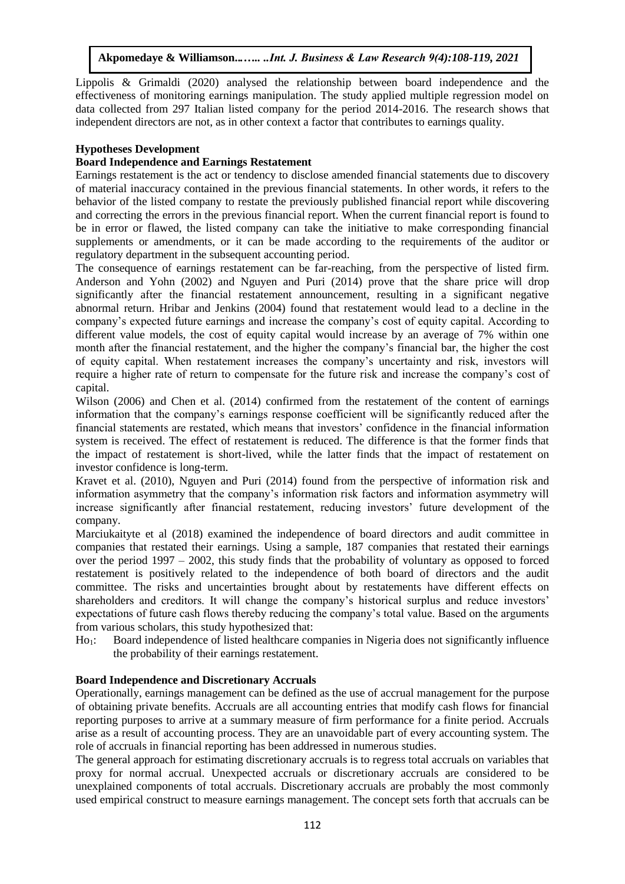Lippolis & Grimaldi (2020) analysed the relationship between board independence and the effectiveness of monitoring earnings manipulation. The study applied multiple regression model on data collected from 297 Italian listed company for the period 2014-2016. The research shows that independent directors are not, as in other context a factor that contributes to earnings quality.

## Hypotheses Development

### Board Independence and Earnings Restatement

Earnings restatement is the act or tendency to disclose amended financial statements due to discovery of material inaccuracy contained in the previous financial statements. In other words, it refers to the behavior of the listed company to restate the previously published financial report while discovering and correcting the errors in the previous financial report. When the current financial report is found to be in error or flawed, the listed company can take the initiative to make corresponding financial supplements or amendments, or it can be made according to the requirements of the auditor or regulatory department in the subsequent accounting period.

The consequence of earnings restatement can be far-reaching, from the perspective of listed firm. Anderson and Yohn (2002) and Nguyen and Puri (2014) prove that the share price will drop significantly after the financial restatement announcement, resulting in a significant negative abnormal return. Hribar and Jenkins (2004) found that restatement would lead to a decline in the company's expected future earnings and increase the company's cost of equity capital. According to different value models, the cost of equity capital would increase by an average of 7% within one month after the financial restatement, and the higher the company's financial bar, the higher the cost of equity capital. When restatement increases the company's uncertainty and risk, investors will require a higher rate of return to compensate for the future risk and increase the company's cost of capital.

Wilson (2006) and Chen et al. (2014) confirmed from the restatement of the content of earnings information that the company's earnings response coefficient will be significantly reduced after the financial statements are restated, which means that investors' confidence in the financial information system is received. The effect of restatement is reduced. The difference is that the former finds that the impact of restatement is short-lived, while the latter finds that the impact of restatement on investor confidence is long-term.

Kravet et al. (2010), Nguyen and Puri (2014) found from the perspective of information risk and information asymmetry that the company's information risk factors and information asymmetry will increase significantly after financial restatement, reducing investors' future development of the company.

Marciukaityte et al (2018) examined the independence of board directors and audit committee in companies that restated their earnings. Using a sample, 187 companies that restated their earnings over the period 1997 – 2002, this study finds that the probability of voluntary as opposed to forced restatement is positively related to the independence of both board of directors and the audit committee. The risks and uncertainties brought about by restatements have different effects on shareholders and creditors. It will change the company's historical surplus and reduce investors' expectations of future cash flows thereby reducing the company's total value. Based on the arguments from various scholars, this study hypothesized that:

$Ho_1$: Board independence of listed healthcare companies in Nigeria does not significantly influence the probability of their earnings restatement.

### Board Independence and Discretionary Accruals

Operationally, earnings management can be defined as the use of accrual management for the purpose of obtaining private benefits. Accruals are all accounting entries that modify cash flows for financial reporting purposes to arrive at a summary measure of firm performance for a finite period. Accruals arise as a result of accounting process. They are an unavoidable part of every accounting system. The role of accruals in financial reporting has been addressed in numerous studies.

The general approach for estimating discretionary accruals is to regress total accruals on variables that proxy for normal accrual. Unexpected accruals or discretionary accruals are considered to be unexplained components of total accruals. Discretionary accruals are probably the most commonly used empirical construct to measure earnings management. The concept sets forth that accruals can be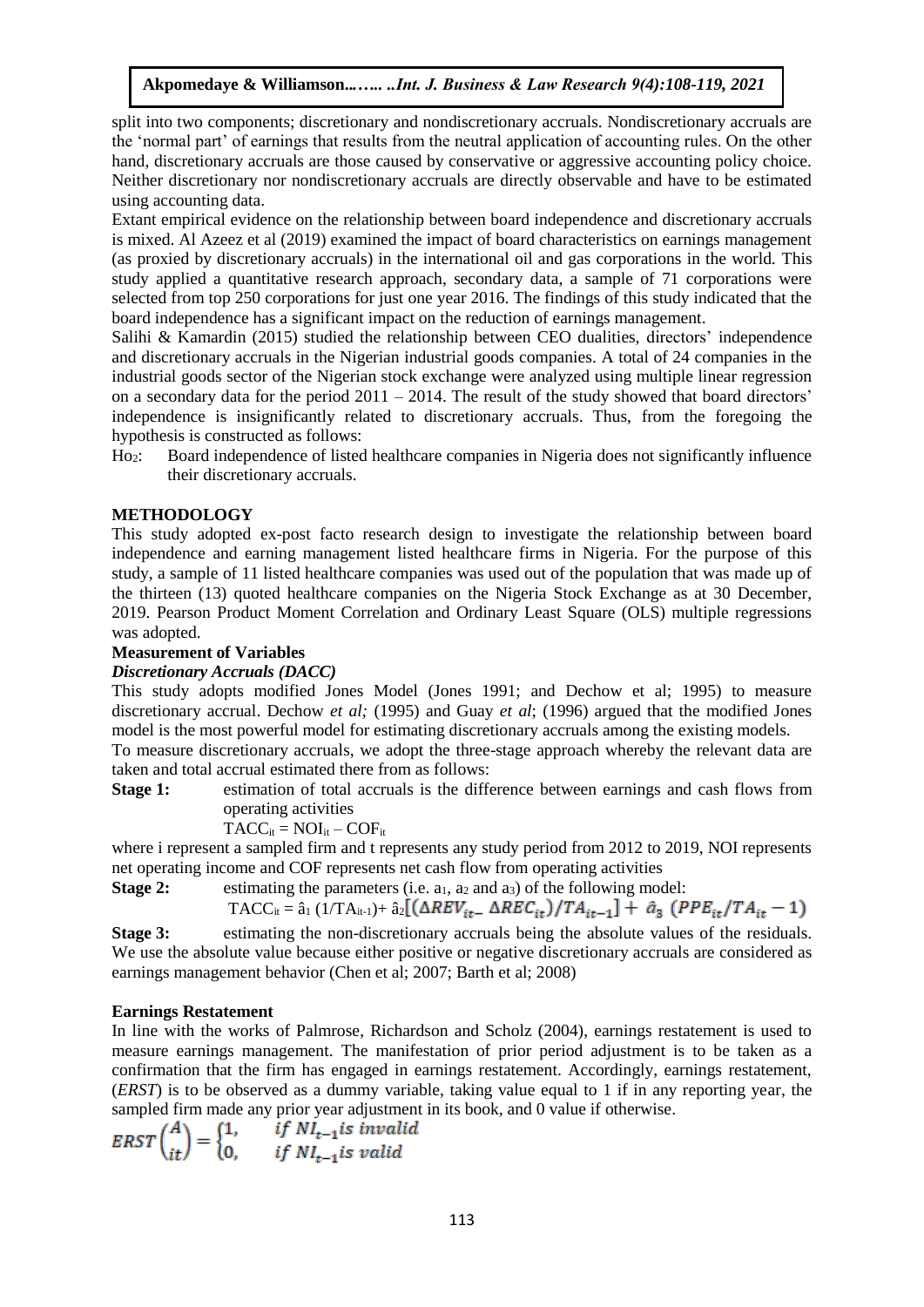split into two components; discretionary and nondiscretionary accruals. Nondiscretionary accruals are the 'normal part' of earnings that results from the neutral application of accounting rules. On the other hand, discretionary accruals are those caused by conservative or aggressive accounting policy choice. Neither discretionary nor nondiscretionary accruals are directly observable and have to be estimated using accounting data.

Extant empirical evidence on the relationship between board independence and discretionary accruals is mixed. Al Azeez et al (2019) examined the impact of board characteristics on earnings management (as proxied by discretionary accruals) in the international oil and gas corporations in the world. This study applied a quantitative research approach, secondary data, a sample of 71 corporations were selected from top 250 corporations for just one year 2016. The findings of this study indicated that the board independence has a significant impact on the reduction of earnings management.

Salihi & Kamardin (2015) studied the relationship between CEO dualities, directors' independence and discretionary accruals in the Nigerian industrial goods companies. A total of 24 companies in the industrial goods sector of the Nigerian stock exchange were analyzed using multiple linear regression on a secondary data for the period 2011 – 2014. The result of the study showed that board directors' independence is insignificantly related to discretionary accruals. Thus, from the foregoing the hypothesis is constructed as follows:

$Ho_2$: Board independence of listed healthcare companies in Nigeria does not significantly influence their discretionary accruals.

## METHODOLOGY

This study adopted ex-post facto research design to investigate the relationship between board independence and earning management listed healthcare firms in Nigeria. For the purpose of this study, a sample of 11 listed healthcare companies was used out of the population that was made up of the thirteen (13) quoted healthcare companies on the Nigeria Stock Exchange as at 30 December, 2019. Pearson Product Moment Correlation and Ordinary Least Square (OLS) multiple regressions was adopted.

### Measurement of Variables

#### *Discretionary Accruals (DACC)*

This study adopts modified Jones Model (Jones 1991; and Dechow et al; 1995) to measure discretionary accrual. Dechow *et al;* (1995) and Guay *et al*; (1996) argued that the modified Jones model is the most powerful model for estimating discretionary accruals among the existing models.

To measure discretionary accruals, we adopt the three-stage approach whereby the relevant data are taken and total accrual estimated there from as follows:

**Stage 1:** estimation of total accruals is the difference between earnings and cash flows from operating activities

$$TACC_{it} = NOI_{it} - COF_{it}$$

where i represent a sampled firm and t represents any study period from 2012 to 2019, NOI represents net operating income and COF represents net cash flow from operating activities

**Stage 2:** estimating the parameters (i.e. $a_1$, $a_2$ and $a_3$) of the following model:

$$TACC_{it} = \hat{a}_1 (1/TA_{it-1}) + \hat{a}_2[(\Delta REV_{it-} \Delta REC_{it})/TA_{it-1}] + \hat{a}_3 (PPE_{it}/TA_{it} - 1)$$

**Stage 3:** estimating the non-discretionary accruals being the absolute values of the residuals. We use the absolute value because either positive or negative discretionary accruals are considered as earnings management behavior (Chen et al; 2007; Barth et al; 2008)

### Earnings Restatement

In line with the works of Palmrose, Richardson and Scholz (2004), earnings restatement is used to measure earnings management. The manifestation of prior period adjustment is to be taken as a confirmation that the firm has engaged in earnings restatement. Accordingly, earnings restatement, (*ERST*) is to be observed as a dummy variable, taking value equal to 1 if in any reporting year, the sampled firm made any prior year adjustment in its book, and 0 value if otherwise.

$$ERST\binom{A}{it} = \begin{cases} 1, & \text{if } NI_{t-1} \text{ is invalid} \\ 0, & \text{if } NI_{t-1} \text{ is valid} \end{cases}$$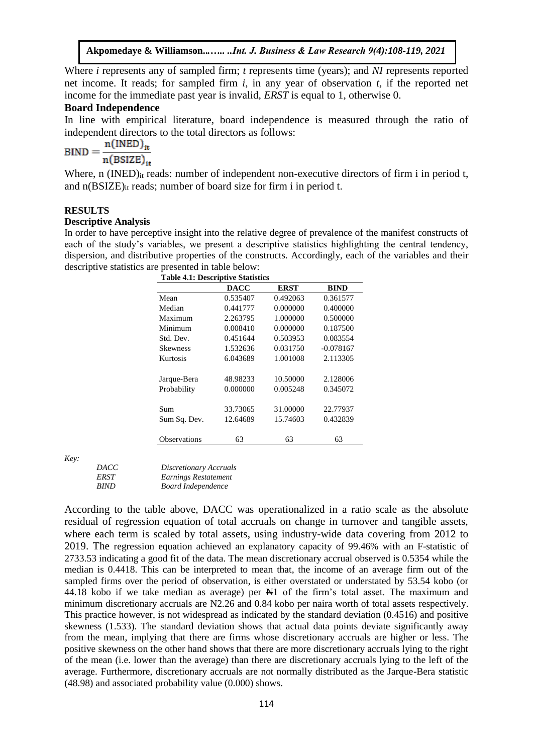Where *i* represents any of sampled firm; *t* represents time (years); and *NI* represents reported net income. It reads; for sampled firm *i*, in any year of observation *t*, if the reported net income for the immediate past year is invalid, *ERST* is equal to 1, otherwise 0.

### Board Independence

In line with empirical literature, board independence is measured through the ratio of independent directors to the total directors as follows:

$$BIND = \frac{n(INED)_{it}}{n(BSIZE)_{it}}$$

Where, n $(INED)_{it}$ reads: number of independent non-executive directors of firm i in period t, and $n(BSIZE)_{it}$ reads; number of board size for firm i in period t.

## RESULTS

### Descriptive Analysis

In order to have perceptive insight into the relative degree of prevalence of the manifest constructs of each of the study's variables, we present a descriptive statistics highlighting the central tendency, dispersion, and distributive properties of the constructs. Accordingly, each of the variables and their descriptive statistics are presented in table below:

**Table 4.1: Descriptive Statistics**

| | DACC | ERST | BIND |
|---|---|---|---|
| Mean | 0.535407 | 0.492063 | 0.361577 |
| Median | 0.441777 | 0.000000 | 0.400000 |
| Maximum | 2.263795 | 1.000000 | 0.500000 |
| Minimum | 0.008410 | 0.000000 | 0.187500 |
| Std. Dev. | 0.451644 | 0.503953 | 0.083554 |
| Skewness | 1.532636 | 0.031750 | -0.078167 |
| Kurtosis | 6.043689 | 1.001008 | 2.113305 |
| Jarque-Bera | 48.98233 | 10.50000 | 2.128006 |
| Probability | 0.000000 | 0.005248 | 0.345072 |
| Sum | 33.73065 | 31.00000 | 22.77937 |
| Sum Sq. Dev. | 12.64689 | 15.74603 | 0.432839 |
| Observations | 63 | 63 | 63 |

*Key:*

| | |
|---|---|
| *DACC* | *Discretionary Accruals* |
| *ERST* | *Earnings Restatement* |
| *BIND* | *Board Independence* |

According to the table above, DACC was operationalized in a ratio scale as the absolute residual of regression equation of total accruals on change in turnover and tangible assets, where each term is scaled by total assets, using industry-wide data covering from 2012 to 2019. The regression equation achieved an explanatory capacity of 99.46% with an F-statistic of 2733.53 indicating a good fit of the data. The mean discretionary accrual observed is 0.5354 while the median is 0.4418. This can be interpreted to mean that, the income of an average firm out of the sampled firms over the period of observation, is either overstated or understated by 53.54 kobo (or 44.18 kobo if we take median as average) per ₦1 of the firm's total asset. The maximum and minimum discretionary accruals are ₦2.26 and 0.84 kobo per naira worth of total assets respectively. This practice however, is not widespread as indicated by the standard deviation (0.4516) and positive skewness (1.533). The standard deviation shows that actual data points deviate significantly away from the mean, implying that there are firms whose discretionary accruals are higher or less. The positive skewness on the other hand shows that there are more discretionary accruals lying to the right of the mean (i.e. lower than the average) than there are discretionary accruals lying to the left of the average. Furthermore, discretionary accruals are not normally distributed as the Jarque-Bera statistic (48.98) and associated probability value (0.000) shows.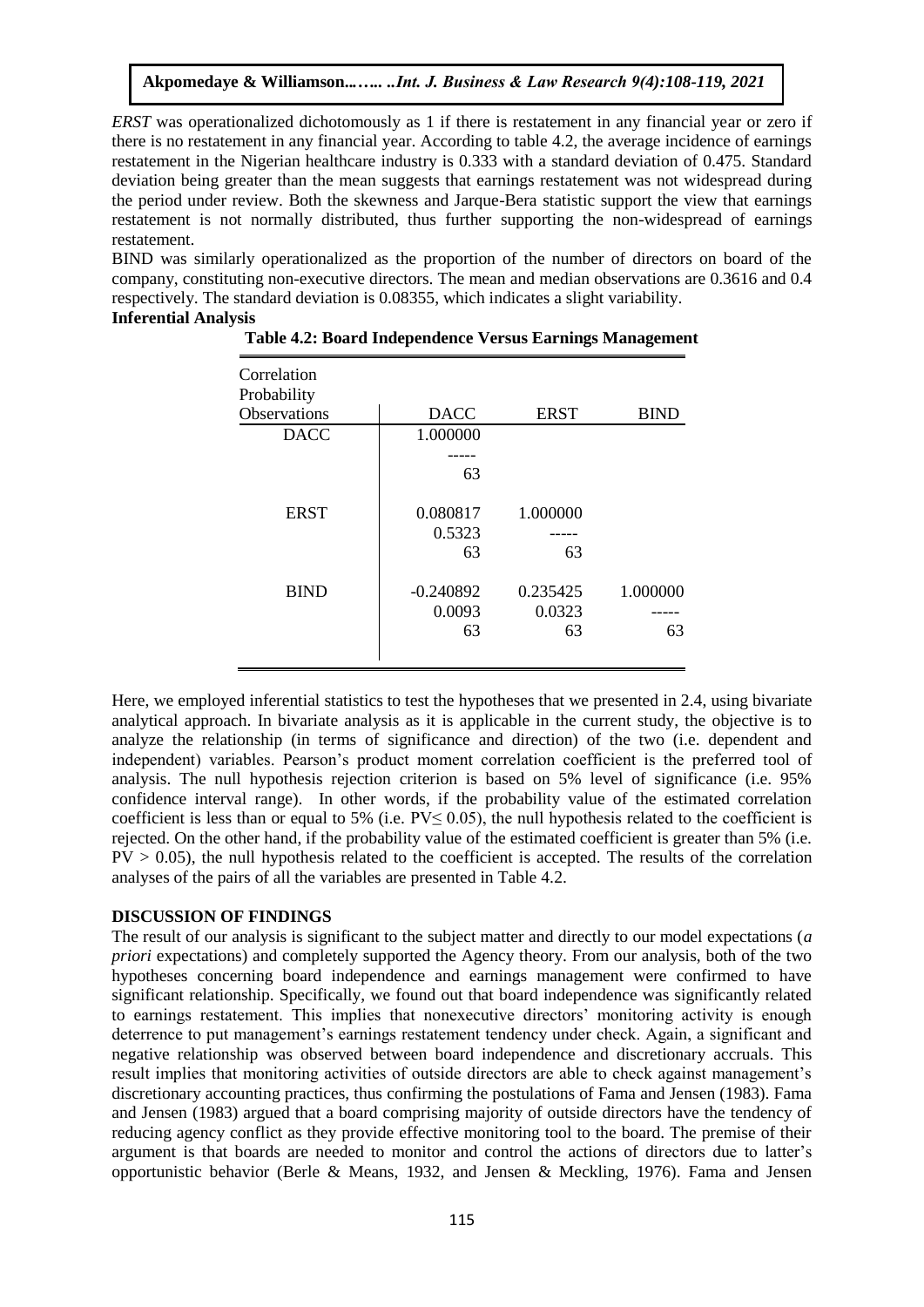*ERST* was operationalized dichotomously as 1 if there is restatement in any financial year or zero if there is no restatement in any financial year. According to table 4.2, the average incidence of earnings restatement in the Nigerian healthcare industry is 0.333 with a standard deviation of 0.475. Standard deviation being greater than the mean suggests that earnings restatement was not widespread during the period under review. Both the skewness and Jarque-Bera statistic support the view that earnings restatement is not normally distributed, thus further supporting the non-widespread of earnings restatement.

BIND was similarly operationalized as the proportion of the number of directors on board of the company, constituting non-executive directors. The mean and median observations are 0.3616 and 0.4 respectively. The standard deviation is 0.08355, which indicates a slight variability.

**Inferential Analysis**

**Table 4.2: Board Independence Versus Earnings Management**

| Correlation<br>Probability<br>Observations | DACC | ERST | BIND |
|---|---|---|---|
| DACC | 1.000000<br>-----<br>63 | | |
| ERST | 0.080817<br>0.5323<br>63 | 1.000000<br>-----<br>63 | |
| BIND | -0.240892<br>0.0093<br>63 | 0.235425<br>0.0323<br>63 | 1.000000<br>-----<br>63 |

Here, we employed inferential statistics to test the hypotheses that we presented in 2.4, using bivariate analytical approach. In bivariate analysis as it is applicable in the current study, the objective is to analyze the relationship (in terms of significance and direction) of the two (i.e. dependent and independent) variables. Pearson's product moment correlation coefficient is the preferred tool of analysis. The null hypothesis rejection criterion is based on 5% level of significance (i.e. 95% confidence interval range). In other words, if the probability value of the estimated correlation coefficient is less than or equal to 5% (i.e. $PV \leq 0.05$), the null hypothesis related to the coefficient is rejected. On the other hand, if the probability value of the estimated coefficient is greater than 5% (i.e. $PV > 0.05$), the null hypothesis related to the coefficient is accepted. The results of the correlation analyses of the pairs of all the variables are presented in Table 4.2.

## DISCUSSION OF FINDINGS

The result of our analysis is significant to the subject matter and directly to our model expectations (*a priori* expectations) and completely supported the Agency theory. From our analysis, both of the two hypotheses concerning board independence and earnings management were confirmed to have significant relationship. Specifically, we found out that board independence was significantly related to earnings restatement. This implies that nonexecutive directors' monitoring activity is enough deterrence to put management's earnings restatement tendency under check. Again, a significant and negative relationship was observed between board independence and discretionary accruals. This result implies that monitoring activities of outside directors are able to check against management's discretionary accounting practices, thus confirming the postulations of Fama and Jensen (1983). Fama and Jensen (1983) argued that a board comprising majority of outside directors have the tendency of reducing agency conflict as they provide effective monitoring tool to the board. The premise of their argument is that boards are needed to monitor and control the actions of directors due to latter's opportunistic behavior (Berle & Means, 1932, and Jensen & Meckling, 1976). Fama and Jensen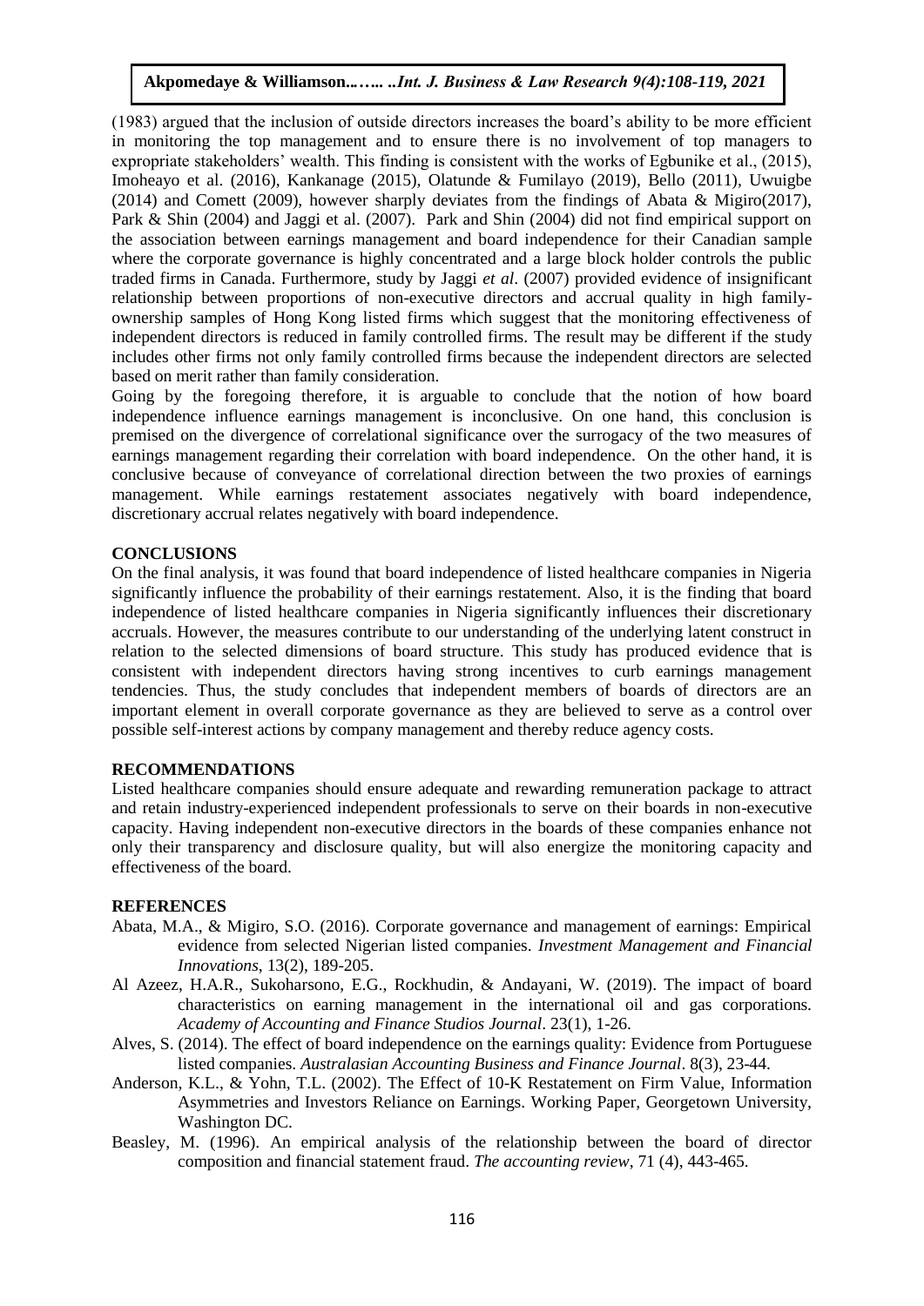(1983) argued that the inclusion of outside directors increases the board's ability to be more efficient in monitoring the top management and to ensure there is no involvement of top managers to expropriate stakeholders' wealth. This finding is consistent with the works of Egbunike et al., (2015), Imoheayo et al. (2016), Kankanage (2015), Olatunde & Fumilayo (2019), Bello (2011), Uwuigbe (2014) and Comett (2009), however sharply deviates from the findings of Abata & Migiro(2017), Park & Shin (2004) and Jaggi et al. (2007). Park and Shin (2004) did not find empirical support on the association between earnings management and board independence for their Canadian sample where the corporate governance is highly concentrated and a large block holder controls the public traded firms in Canada. Furthermore, study by Jaggi *et al*. (2007) provided evidence of insignificant relationship between proportions of non-executive directors and accrual quality in high family-ownership samples of Hong Kong listed firms which suggest that the monitoring effectiveness of independent directors is reduced in family controlled firms. The result may be different if the study includes other firms not only family controlled firms because the independent directors are selected based on merit rather than family consideration.

Going by the foregoing therefore, it is arguable to conclude that the notion of how board independence influence earnings management is inconclusive. On one hand, this conclusion is premised on the divergence of correlational significance over the surrogacy of the two measures of earnings management regarding their correlation with board independence. On the other hand, it is conclusive because of conveyance of correlational direction between the two proxies of earnings management. While earnings restatement associates negatively with board independence, discretionary accrual relates negatively with board independence.

## CONCLUSIONS

On the final analysis, it was found that board independence of listed healthcare companies in Nigeria significantly influence the probability of their earnings restatement. Also, it is the finding that board independence of listed healthcare companies in Nigeria significantly influences their discretionary accruals. However, the measures contribute to our understanding of the underlying latent construct in relation to the selected dimensions of board structure. This study has produced evidence that is consistent with independent directors having strong incentives to curb earnings management tendencies. Thus, the study concludes that independent members of boards of directors are an important element in overall corporate governance as they are believed to serve as a control over possible self-interest actions by company management and thereby reduce agency costs.

## RECOMMENDATIONS

Listed healthcare companies should ensure adequate and rewarding remuneration package to attract and retain industry-experienced independent professionals to serve on their boards in non-executive capacity. Having independent non-executive directors in the boards of these companies enhance not only their transparency and disclosure quality, but will also energize the monitoring capacity and effectiveness of the board.

## REFERENCES

Abata, M.A., & Migiro, S.O. (2016). Corporate governance and management of earnings: Empirical evidence from selected Nigerian listed companies. *Investment Management and Financial Innovations*, 13(2), 189-205.

Al Azeez, H.A.R., Sukoharsono, E.G., Rockhudin, & Andayani, W. (2019). The impact of board characteristics on earning management in the international oil and gas corporations. *Academy of Accounting and Finance Studios Journal*. 23(1), 1-26.

Alves, S. (2014). The effect of board independence on the earnings quality: Evidence from Portuguese listed companies. *Australasian Accounting Business and Finance Journal*. 8(3), 23-44.

Anderson, K.L., & Yohn, T.L. (2002). The Effect of 10-K Restatement on Firm Value, Information Asymmetries and Investors Reliance on Earnings. Working Paper, Georgetown University, Washington DC.

Beasley, M. (1996). An empirical analysis of the relationship between the board of director composition and financial statement fraud. *The accounting review*, 71 (4), 443-465.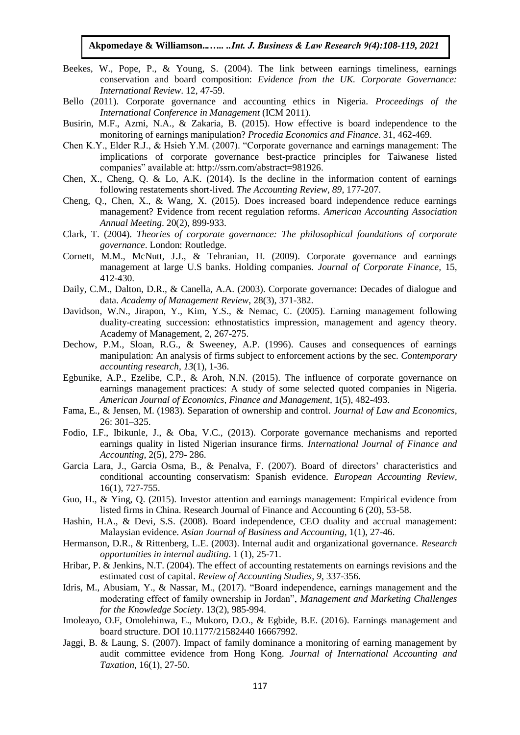Beekes, W., Pope, P., & Young, S. (2004). The link between earnings timeliness, earnings conservation and board composition: *Evidence from the UK. Corporate Governance: International Review*. 12, 47-59.

Bello (2011). Corporate governance and accounting ethics in Nigeria. *Proceedings of the International Conference in Management* (ICM 2011).

Busirin, M.F., Azmi, N.A., & Zakaria, B. (2015). How effective is board independence to the monitoring of earnings manipulation? *Procedia Economics and Finance*. 31, 462-469.

Chen K.Y., Elder R.J., & Hsieh Y.M. (2007). "Corporate governance and earnings management: The implications of corporate governance best-practice principles for Taiwanese listed companies" available at: http://ssrn.com/abstract=981926.

Chen, X., Cheng, Q. & Lo, A.K. (2014). Is the decline in the information content of earnings following restatements short-lived. *The Accounting Review, 89*, 177-207.

Cheng, Q., Chen, X., & Wang, X. (2015). Does increased board independence reduce earnings management? Evidence from recent regulation reforms. *American Accounting Association Annual Meeting*. 20(2), 899-933.

Clark, T. (2004). *Theories of corporate governance: The philosophical foundations of corporate governance*. London: Routledge.

Cornett, M.M., McNutt, J.J., & Tehranian, H. (2009). Corporate governance and earnings management at large U.S banks. Holding companies. *Journal of Corporate Finance,* 15, 412-430.

Daily, C.M., Dalton, D.R., & Canella, A.A. (2003). Corporate governance: Decades of dialogue and data. *Academy of Management Review*, 28(3), 371-382.

Davidson, W.N., Jirapon, Y., Kim, Y.S., & Nemac, C. (2005). Earning management following duality-creating succession: ethnostatistics impression, management and agency theory. Academy of Management, 2, 267-275.

Dechow, P.M., Sloan, R.G., & Sweeney, A.P. (1996). Causes and consequences of earnings manipulation: An analysis of firms subject to enforcement actions by the sec. *Contemporary accounting research*, *13*(1), 1-36.

Egbunike, A.P., Ezelibe, C.P., & Aroh, N.N. (2015). The influence of corporate governance on earnings management practices: A study of some selected quoted companies in Nigeria. *American Journal of Economics, Finance and Management,* 1(5), 482-493.

Fama, E., & Jensen, M. (1983). Separation of ownership and control. *Journal of Law and Economics*, 26: 301–325.

Fodio, I.F., Ibikunle, J., & Oba, V.C., (2013). Corporate governance mechanisms and reported earnings quality in listed Nigerian insurance firms. *International Journal of Finance and Accounting,* 2(5), 279- 286.

Garcia Lara, J., Garcia Osma, B., & Penalva, F. (2007). Board of directors' characteristics and conditional accounting conservatism: Spanish evidence. *European Accounting Review*, 16(1), 727-755.

Guo, H., & Ying, Q. (2015). Investor attention and earnings management: Empirical evidence from listed firms in China. Research Journal of Finance and Accounting 6 (20), 53-58.

Hashin, H.A., & Devi, S.S. (2008). Board independence, CEO duality and accrual management: Malaysian evidence. *Asian Journal of Business and Accounting,* 1(1), 27-46.

Hermanson, D.R., & Rittenberg, L.E. (2003). Internal audit and organizational governance. *Research opportunities in internal auditing*. 1 (1), 25-71.

Hribar, P. & Jenkins, N.T. (2004). The effect of accounting restatements on earnings revisions and the estimated cost of capital. *Review of Accounting Studies, 9*, 337-356.

Idris, M., Abusiam, Y., & Nassar, M., (2017). "Board independence, earnings management and the moderating effect of family ownership in Jordan", *Management and Marketing Challenges for the Knowledge Society*. 13(2), 985-994.

Imoleayo, O.F, Omolehinwa, E., Mukoro, D.O., & Egbide, B.E. (2016). Earnings management and board structure. DOI 10.1177/21582440 16667992.

Jaggi, B. & Laung, S. (2007). Impact of family dominance a monitoring of earning management by audit committee evidence from Hong Kong. *Journal of International Accounting and Taxation,* 16(1), 27-50.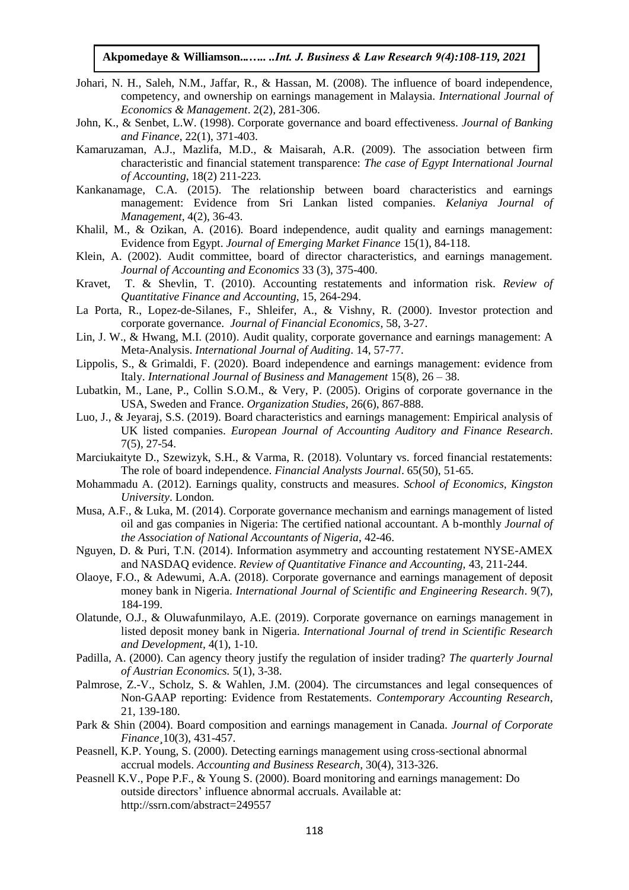Johari, N. H., Saleh, N.M., Jaffar, R., & Hassan, M. (2008). The influence of board independence, competency, and ownership on earnings management in Malaysia. *International Journal of Economics & Management*. 2(2), 281-306.

John, K., & Senbet, L.W. (1998). Corporate governance and board effectiveness. *Journal of Banking and Finance*, 22(1), 371-403.

Kamaruzaman, A.J., Mazlifa, M.D., & Maisarah, A.R. (2009). The association between firm characteristic and financial statement transparence: *The case of Egypt International Journal of Accounting*, 18(2) 211-223.

Kankanamage, C.A. (2015). The relationship between board characteristics and earnings management: Evidence from Sri Lankan listed companies. *Kelaniya Journal of Management*, 4(2), 36-43.

Khalil, M., & Ozikan, A. (2016). Board independence, audit quality and earnings management: Evidence from Egypt. *Journal of Emerging Market Finance* 15(1), 84-118.

Klein, A. (2002). Audit committee, board of director characteristics, and earnings management. *Journal of Accounting and Economics* 33 (3), 375-400.

Kravet, T. & Shevlin, T. (2010). Accounting restatements and information risk. *Review of Quantitative Finance and Accounting*, 15, 264-294.

La Porta, R., Lopez-de-Silanes, F., Shleifer, A., & Vishny, R. (2000). Investor protection and corporate governance. *Journal of Financial Economics*, 58, 3-27.

Lin, J. W., & Hwang, M.I. (2010). Audit quality, corporate governance and earnings management: A Meta-Analysis. *International Journal of Auditing*. 14, 57-77.

Lippolis, S., & Grimaldi, F. (2020). Board independence and earnings management: evidence from Italy. *International Journal of Business and Management* 15(8), 26 – 38.

Lubatkin, M., Lane, P., Collin S.O.M., & Very, P. (2005). Origins of corporate governance in the USA, Sweden and France. *Organization Studies*, 26(6), 867-888.

Luo, J., & Jeyaraj, S.S. (2019). Board characteristics and earnings management: Empirical analysis of UK listed companies. *European Journal of Accounting Auditory and Finance Research*. 7(5), 27-54.

Marciukaityte D., Szewizyk, S.H., & Varma, R. (2018). Voluntary vs. forced financial restatements: The role of board independence. *Financial Analysts Journal*. 65(50), 51-65.

Mohammadu A. (2012). Earnings quality, constructs and measures. *School of Economics, Kingston University*. London.

Musa, A.F., & Luka, M. (2014). Corporate governance mechanism and earnings management of listed oil and gas companies in Nigeria: The certified national accountant. A b-monthly *Journal of the Association of National Accountants of Nigeria*, 42-46.

Nguyen, D. & Puri, T.N. (2014). Information asymmetry and accounting restatement NYSE-AMEX and NASDAQ evidence. *Review of Quantitative Finance and Accounting*, 43, 211-244.

Olaoye, F.O., & Adewumi, A.A. (2018). Corporate governance and earnings management of deposit money bank in Nigeria. *International Journal of Scientific and Engineering Research*. 9(7), 184-199.

Olatunde, O.J., & Oluwafunmilayo, A.E. (2019). Corporate governance on earnings management in listed deposit money bank in Nigeria. *International Journal of trend in Scientific Research and Development*, 4(1), 1-10.

Padilla, A. (2000). Can agency theory justify the regulation of insider trading? *The quarterly Journal of Austrian Economics.* 5(1), 3-38.

Palmrose, Z.-V., Scholz, S. & Wahlen, J.M. (2004). The circumstances and legal consequences of Non-GAAP reporting: Evidence from Restatements. *Contemporary Accounting Research*, 21, 139-180.

Park & Shin (2004). Board composition and earnings management in Canada. *Journal of Corporate Finance*¸10(3), 431-457.

Peasnell, K.P. Young, S. (2000). Detecting earnings management using cross-sectional abnormal accrual models. *Accounting and Business Research*, 30(4), 313-326.

Peasnell K.V., Pope P.F., & Young S. (2000). Board monitoring and earnings management: Do outside directors' influence abnormal accruals. Available at: http://ssrn.com/abstract=249557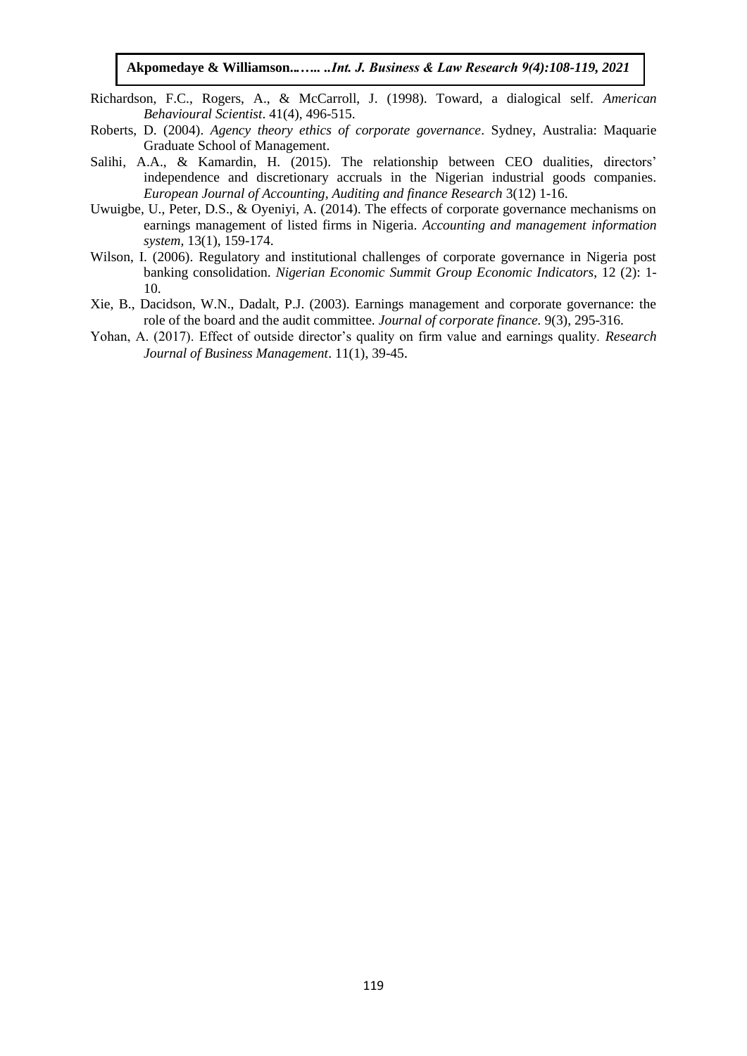Richardson, F.C., Rogers, A., & McCarroll, J. (1998). Toward, a dialogical self. *American Behavioural Scientist*. 41(4), 496-515.

Roberts, D. (2004). *Agency theory ethics of corporate governance*. Sydney, Australia: Maquarie Graduate School of Management.

Salihi, A.A., & Kamardin, H. (2015). The relationship between CEO dualities, directors' independence and discretionary accruals in the Nigerian industrial goods companies. *European Journal of Accounting, Auditing and finance Research* 3(12) 1-16.

Uwuigbe, U., Peter, D.S., & Oyeniyi, A. (2014). The effects of corporate governance mechanisms on earnings management of listed firms in Nigeria. *Accounting and management information system*, 13(1), 159-174.

Wilson, I. (2006). Regulatory and institutional challenges of corporate governance in Nigeria post banking consolidation. *Nigerian Economic Summit Group Economic Indicators*, 12 (2): 1-10.

Xie, B., Dacidson, W.N., Dadalt, P.J. (2003). Earnings management and corporate governance: the role of the board and the audit committee. *Journal of corporate finance.* 9(3), 295-316.

Yohan, A. (2017). Effect of outside director's quality on firm value and earnings quality. *Research Journal of Business Management*. 11(1), 39-45.